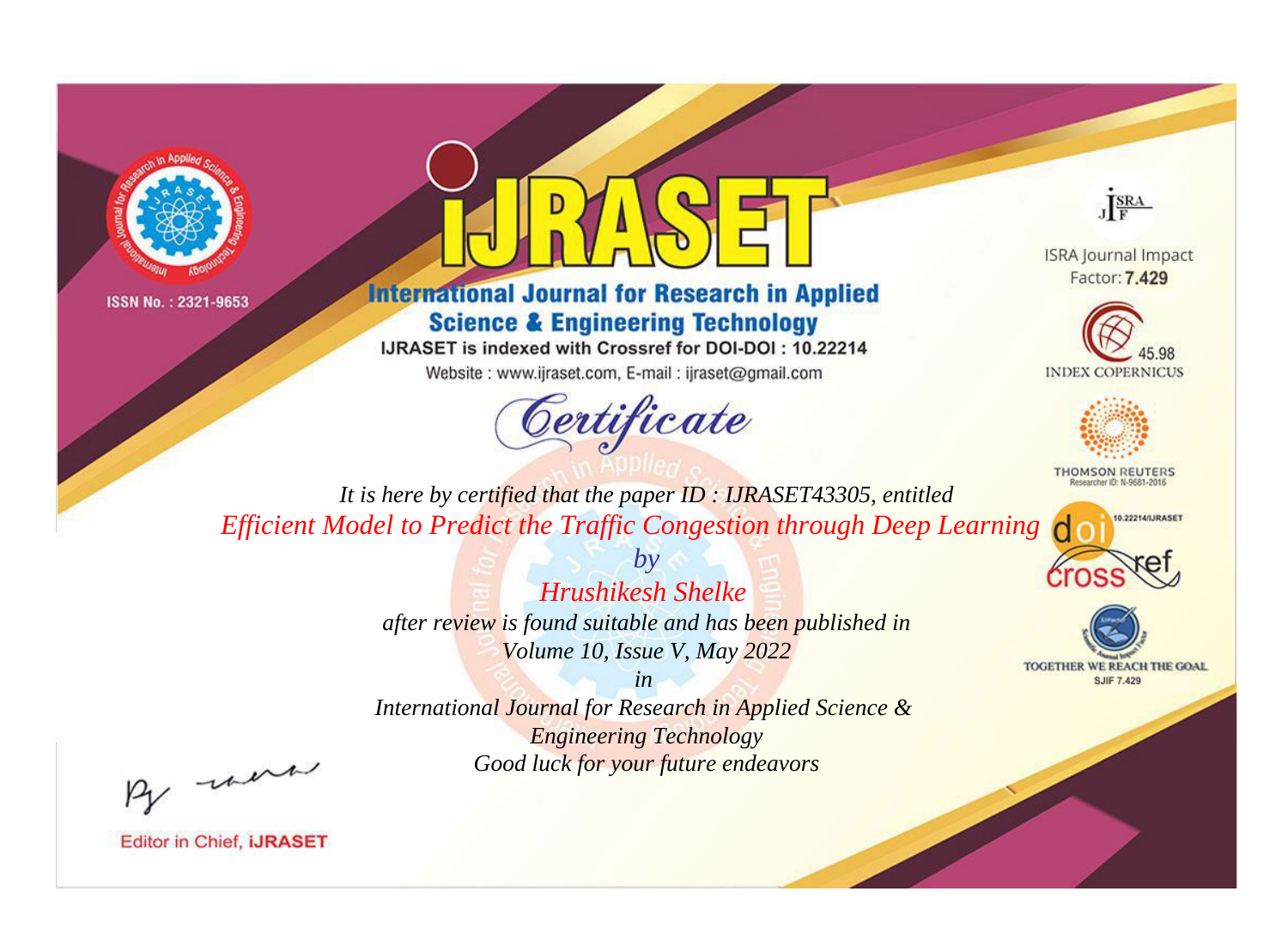ISSN No. : 2321-9653

# iJRASET

## International Journal for Research in Applied Science & Engineering Technology

IJRASET is indexed with Crossref for DOI-DOI : 10.22214

Website : www.ijraset.com, E-mail : ijraset@gmail.com

ISRA Journal Impact Factor: **7.429**

45.98 INDEX COPERNICUS

THOMSON REUTERS Researcher ID: N-9681-2016

10.22214/IJRASET

TOGETHER WE REACH THE GOAL SJIF 7.429

# *Certificate*

*It is here by certified that the paper ID : IJRASET43305, entitled*

*Efficient Model to Predict the Traffic Congestion through Deep Learning*

*by*

*Hrushikesh Shelke*

*after review is found suitable and has been published in*

*Volume 10, Issue V, May 2022*

*in*

*International Journal for Research in Applied Science & Engineering Technology*

*Good luck for your future endeavors*

Editor in Chief, **iJRASET**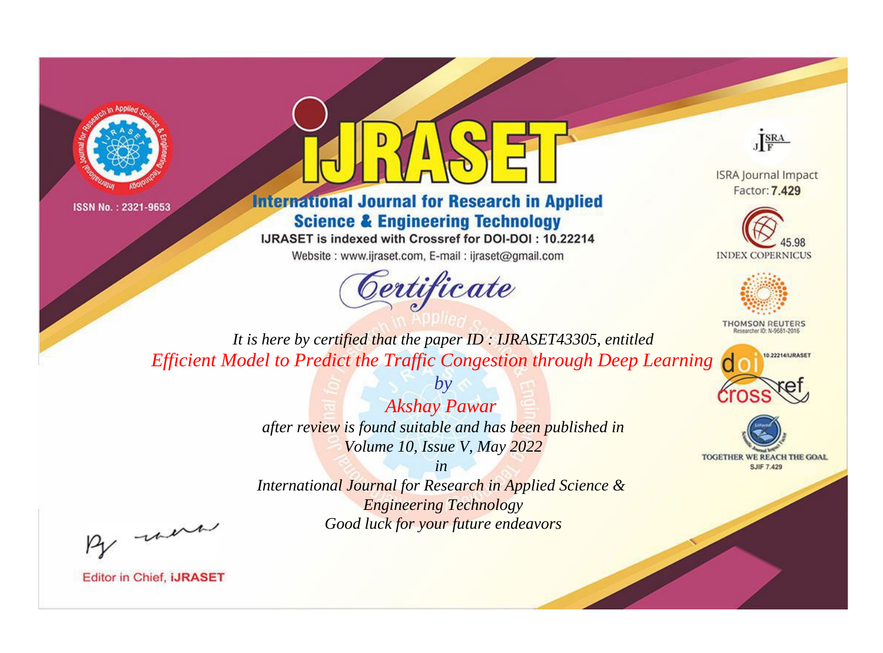ISSN No. : 2321-9653

# IJRASET

## International Journal for Research in Applied Science & Engineering Technology

IJRASET is indexed with Crossref for DOI-DOI : 10.22214

Website : www.ijraset.com, E-mail : ijraset@gmail.com

ISRA Journal Impact Factor: **7.429**

45.98 INDEX COPERNICUS

THOMSON REUTERS Researcher ID: N-9681-2016

10.22214/IJRASET

TOGETHER WE REACH THE GOAL SJIF 7.429

*Certificate*

*It is here by certified that the paper ID : IJRASET43305, entitled*

*Efficient Model to Predict the Traffic Congestion through Deep Learning*

*by*

*Akshay Pawar*

*after review is found suitable and has been published in*

*Volume 10, Issue V, May 2022*

*in*

*International Journal for Research in Applied Science & Engineering Technology*

*Good luck for your future endeavors*

Editor in Chief, **iJRASET**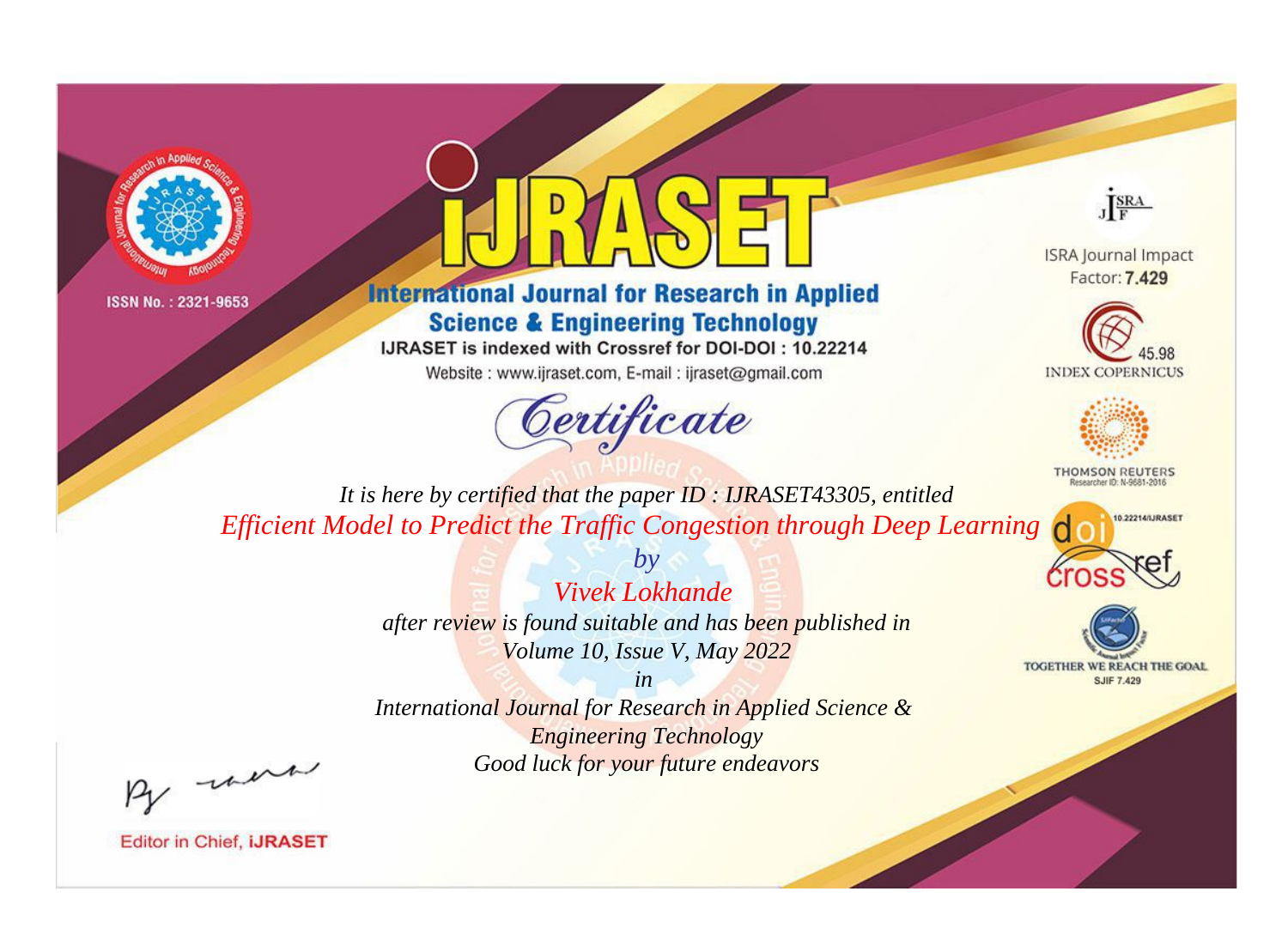ISSN No. : 2321-9653

# International Journal for Research in Applied Science & Engineering Technology

IJRASET is indexed with Crossref for DOI-DOI : 10.22214

Website : www.ijraset.com, E-mail : ijraset@gmail.com

ISRA Journal Impact Factor: **7.429**

45.98 INDEX COPERNICUS

THOMSON REUTERS Researcher ID: N-9681-2016

10.22214/IJRASET

TOGETHER WE REACH THE GOAL SJIF 7.429

## Certificate

*It is here by certified that the paper ID : IJRASET43305, entitled*

*Efficient Model to Predict the Traffic Congestion through Deep Learning*

*by*

*Vivek Lokhande*

*after review is found suitable and has been published in*

*Volume 10, Issue V, May 2022*

*in*

*International Journal for Research in Applied Science & Engineering Technology*

*Good luck for your future endeavors*

Editor in Chief, **iJRASET**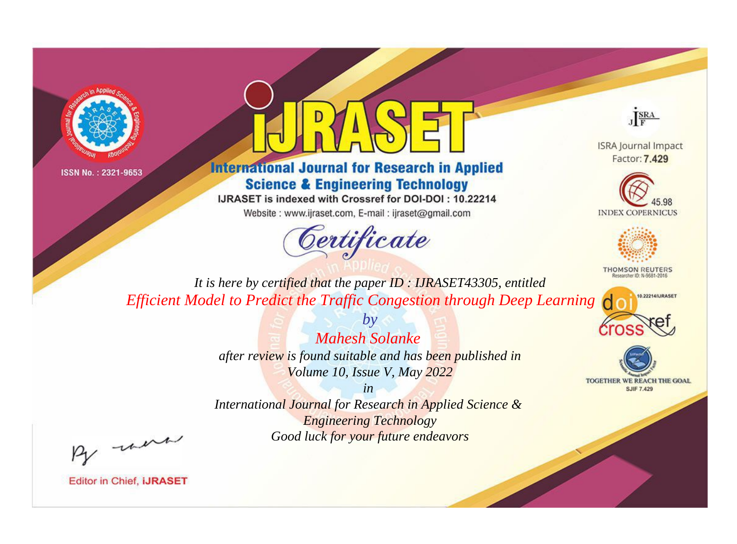ISSN No. : 2321-9653

# iJRASET

## International Journal for Research in Applied Science & Engineering Technology

IJRASET is indexed with Crossref for DOI-DOI : 10.22214

Website : www.ijraset.com, E-mail : ijraset@gmail.com

ISRA Journal Impact Factor: **7.429**

45.98 INDEX COPERNICUS

THOMSON REUTERS Researcher ID: N-9681-2016

10.22214/IJRASET

TOGETHER WE REACH THE GOAL SJIF 7.429

# *Certificate*

*It is here by certified that the paper ID : IJRASET43305, entitled*

*Efficient Model to Predict the Traffic Congestion through Deep Learning*

*by*

*Mahesh Solanke*

*after review is found suitable and has been published in*

*Volume 10, Issue V, May 2022*

*in*

*International Journal for Research in Applied Science & Engineering Technology*

*Good luck for your future endeavors*

Editor in Chief, **iJRASET**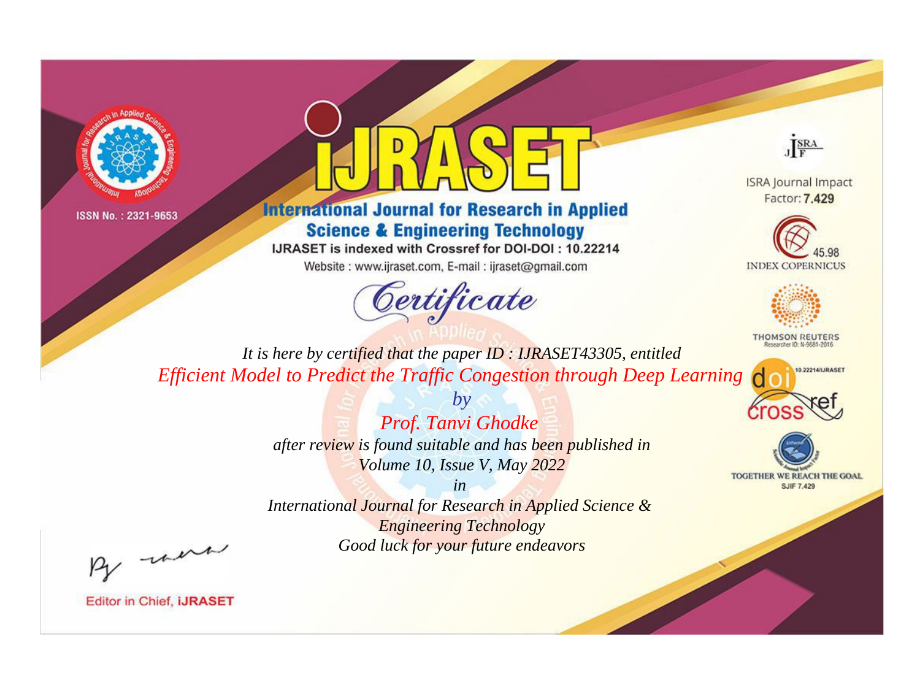ISSN No. : 2321-9653

# iJRASET

## International Journal for Research in Applied Science & Engineering Technology

IJRASET is indexed with Crossref for DOI-DOI : 10.22214

Website : www.ijraset.com, E-mail : ijraset@gmail.com

ISRA Journal Impact Factor: **7.429**

45.98 INDEX COPERNICUS

THOMSON REUTERS Researcher ID: N-9681-2016

10.22214/IJRASET

TOGETHER WE REACH THE GOAL SJIF 7.429

# *Certificate*

*It is here by certified that the paper ID : IJRASET43305, entitled*

*Efficient Model to Predict the Traffic Congestion through Deep Learning*

*by*

*Prof. Tanvi Ghodke*

*after review is found suitable and has been published in*

*Volume 10, Issue V, May 2022*

*in*

*International Journal for Research in Applied Science & Engineering Technology*

*Good luck for your future endeavors*

Editor in Chief, **iJRASET**